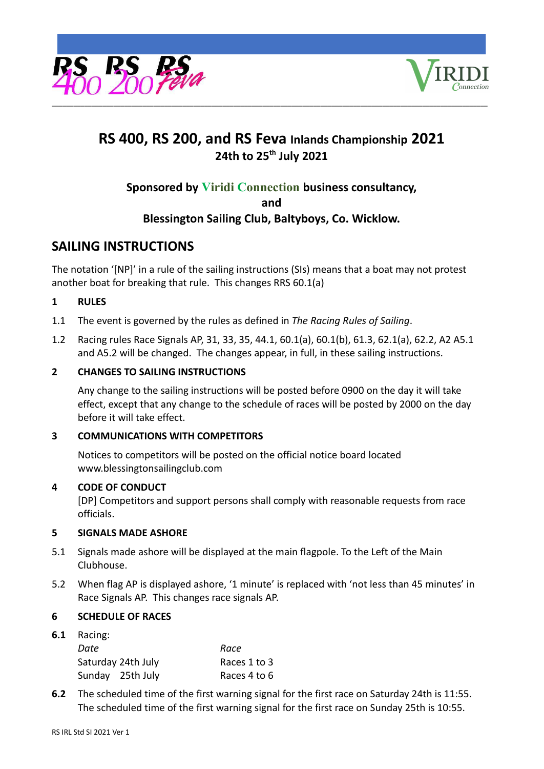# RS 400, RS 200, and RS Feva Inlands Championship 2021

**24th to 25th July 2021**

**Sponsored by Viridi Connection business consultancy,**
**and**
**Blessington Sailing Club, Baltyboys, Co. Wicklow.**

## SAILING INSTRUCTIONS

The notation '[NP]' in a rule of the sailing instructions (SIs) means that a boat may not protest another boat for breaking that rule. This changes RRS 60.1(a)

**1 RULES**

1.1 The event is governed by the rules as defined in *The Racing Rules of Sailing*.

1.2 Racing rules Race Signals AP, 31, 33, 35, 44.1, 60.1(a), 60.1(b), 61.3, 62.1(a), 62.2, A2 A5.1 and A5.2 will be changed. The changes appear, in full, in these sailing instructions.

**2 CHANGES TO SAILING INSTRUCTIONS**

Any change to the sailing instructions will be posted before 0900 on the day it will take effect, except that any change to the schedule of races will be posted by 2000 on the day before it will take effect.

**3 COMMUNICATIONS WITH COMPETITORS**

Notices to competitors will be posted on the official notice board located www.blessingtonsailingclub.com

**4 CODE OF CONDUCT**

[DP] Competitors and support persons shall comply with reasonable requests from race officials.

**5 SIGNALS MADE ASHORE**

5.1 Signals made ashore will be displayed at the main flagpole. To the Left of the Main Clubhouse.

5.2 When flag AP is displayed ashore, '1 minute' is replaced with 'not less than 45 minutes' in Race Signals AP. This changes race signals AP.

**6 SCHEDULE OF RACES**

**6.1** Racing:

| *Date* | *Race* |
|---|---|
| Saturday 24th July | Races 1 to 3 |
| Sunday 25th July | Races 4 to 6 |

**6.2** The scheduled time of the first warning signal for the first race on Saturday 24th is 11:55. The scheduled time of the first warning signal for the first race on Sunday 25th is 10:55.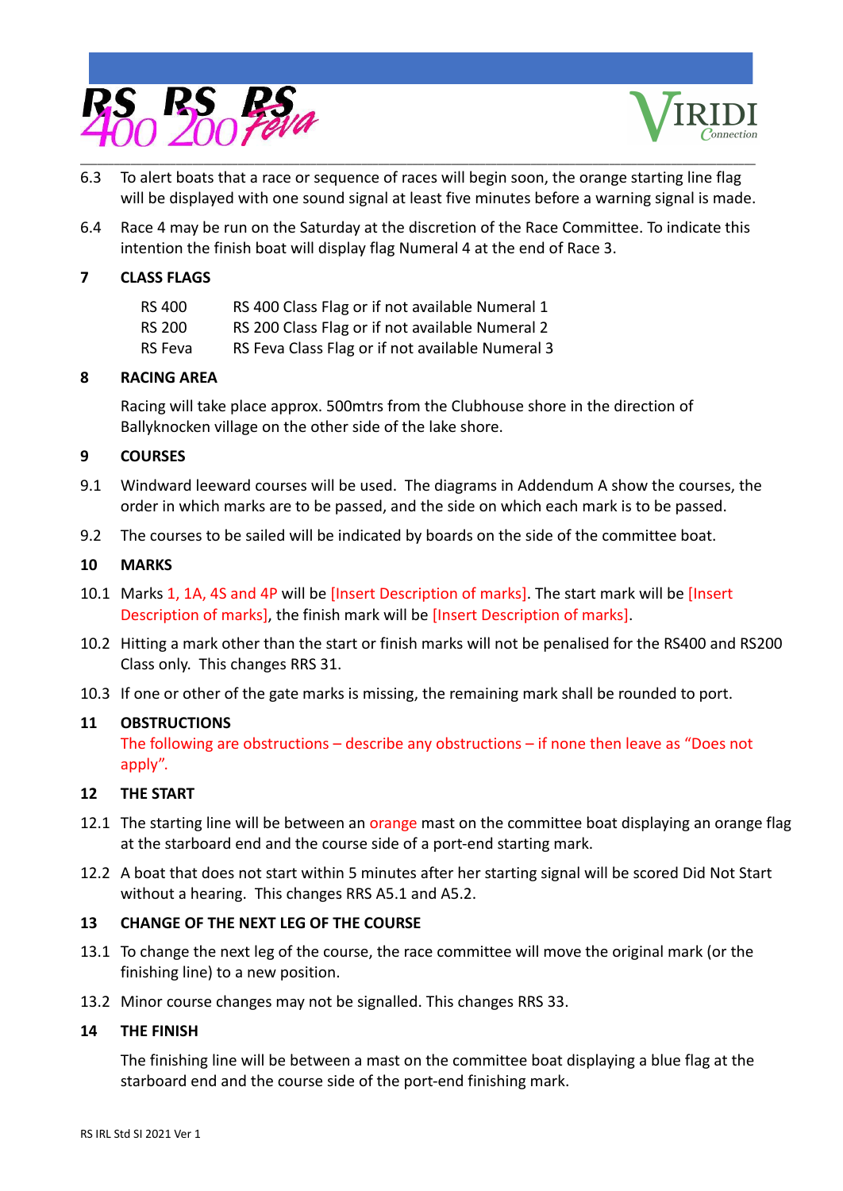6.3 To alert boats that a race or sequence of races will begin soon, the orange starting line flag will be displayed with one sound signal at least five minutes before a warning signal is made.

6.4 Race 4 may be run on the Saturday at the discretion of the Race Committee. To indicate this intention the finish boat will display flag Numeral 4 at the end of Race 3.

## 7 CLASS FLAGS

| | |
|---|---|
| RS 400 | RS 400 Class Flag or if not available Numeral 1 |
| RS 200 | RS 200 Class Flag or if not available Numeral 2 |
| RS Feva | RS Feva Class Flag or if not available Numeral 3 |

## 8 RACING AREA

Racing will take place approx. 500mtrs from the Clubhouse shore in the direction of Ballyknocken village on the other side of the lake shore.

## 9 COURSES

9.1 Windward leeward courses will be used. The diagrams in Addendum A show the courses, the order in which marks are to be passed, and the side on which each mark is to be passed.

9.2 The courses to be sailed will be indicated by boards on the side of the committee boat.

## 10 MARKS

10.1 Marks 1, 1A, 4S and 4P will be [Insert Description of marks]. The start mark will be [Insert Description of marks], the finish mark will be [Insert Description of marks].

10.2 Hitting a mark other than the start or finish marks will not be penalised for the RS400 and RS200 Class only. This changes RRS 31.

10.3 If one or other of the gate marks is missing, the remaining mark shall be rounded to port.

## 11 OBSTRUCTIONS

The following are obstructions – describe any obstructions – if none then leave as "Does not apply".

## 12 THE START

12.1 The starting line will be between an orange mast on the committee boat displaying an orange flag at the starboard end and the course side of a port-end starting mark.

12.2 A boat that does not start within 5 minutes after her starting signal will be scored Did Not Start without a hearing. This changes RRS A5.1 and A5.2.

## 13 CHANGE OF THE NEXT LEG OF THE COURSE

13.1 To change the next leg of the course, the race committee will move the original mark (or the finishing line) to a new position.

13.2 Minor course changes may not be signalled. This changes RRS 33.

## 14 THE FINISH

The finishing line will be between a mast on the committee boat displaying a blue flag at the starboard end and the course side of the port-end finishing mark.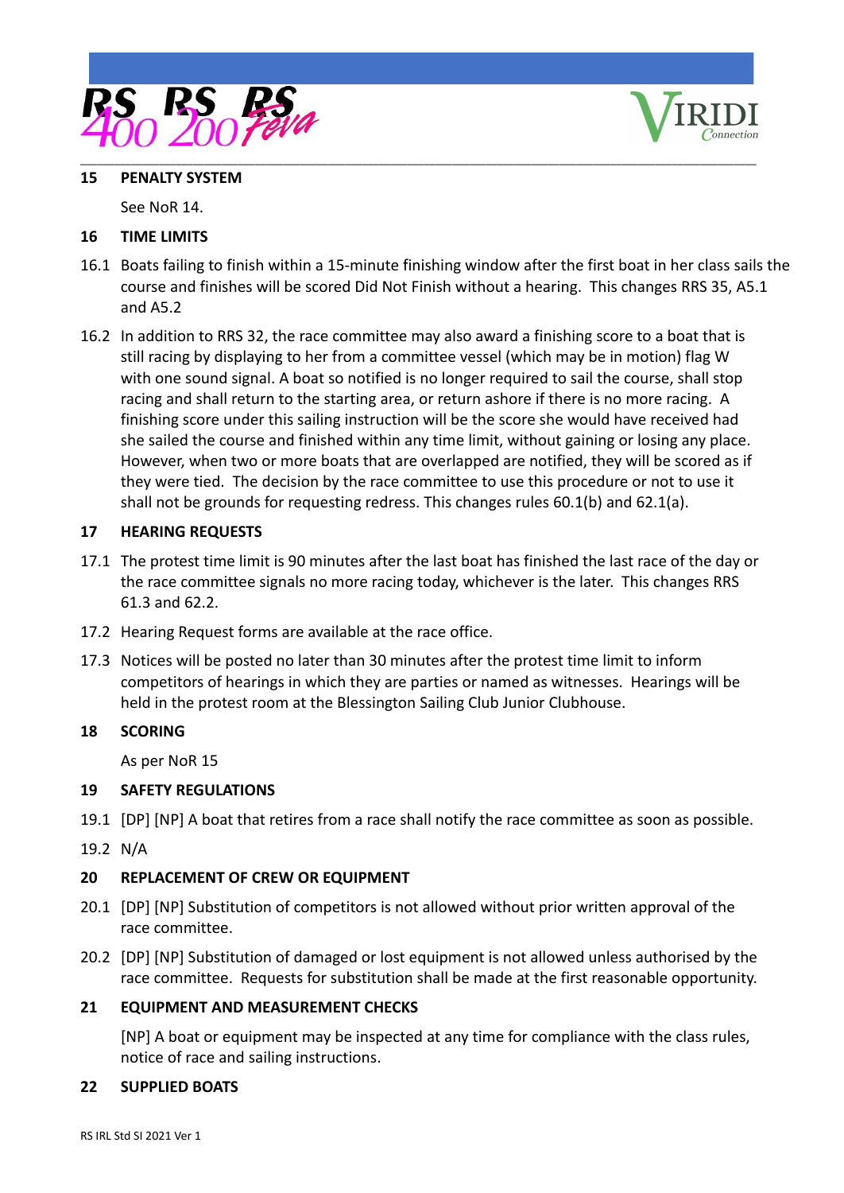## 15 PENALTY SYSTEM

See NoR 14.

## 16 TIME LIMITS

16.1 Boats failing to finish within a 15-minute finishing window after the first boat in her class sails the course and finishes will be scored Did Not Finish without a hearing. This changes RRS 35, A5.1 and A5.2

16.2 In addition to RRS 32, the race committee may also award a finishing score to a boat that is still racing by displaying to her from a committee vessel (which may be in motion) flag W with one sound signal. A boat so notified is no longer required to sail the course, shall stop racing and shall return to the starting area, or return ashore if there is no more racing. A finishing score under this sailing instruction will be the score she would have received had she sailed the course and finished within any time limit, without gaining or losing any place. However, when two or more boats that are overlapped are notified, they will be scored as if they were tied. The decision by the race committee to use this procedure or not to use it shall not be grounds for requesting redress. This changes rules 60.1(b) and 62.1(a).

## 17 HEARING REQUESTS

17.1 The protest time limit is 90 minutes after the last boat has finished the last race of the day or the race committee signals no more racing today, whichever is the later. This changes RRS 61.3 and 62.2.

17.2 Hearing Request forms are available at the race office.

17.3 Notices will be posted no later than 30 minutes after the protest time limit to inform competitors of hearings in which they are parties or named as witnesses. Hearings will be held in the protest room at the Blessington Sailing Club Junior Clubhouse.

## 18 SCORING

As per NoR 15

## 19 SAFETY REGULATIONS

19.1 [DP] [NP] A boat that retires from a race shall notify the race committee as soon as possible.

19.2 N/A

## 20 REPLACEMENT OF CREW OR EQUIPMENT

20.1 [DP] [NP] Substitution of competitors is not allowed without prior written approval of the race committee.

20.2 [DP] [NP] Substitution of damaged or lost equipment is not allowed unless authorised by the race committee. Requests for substitution shall be made at the first reasonable opportunity.

## 21 EQUIPMENT AND MEASUREMENT CHECKS

[NP] A boat or equipment may be inspected at any time for compliance with the class rules, notice of race and sailing instructions.

## 22 SUPPLIED BOATS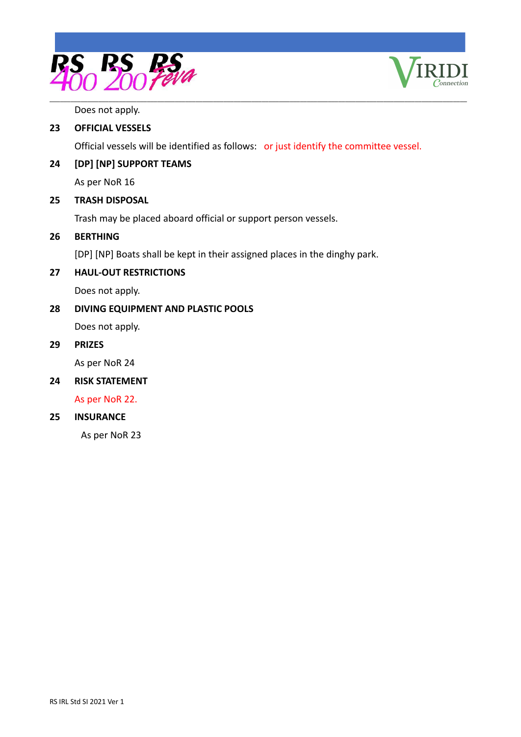Does not apply.

## 23 OFFICIAL VESSELS

Official vessels will be identified as follows: or just identify the committee vessel.

## 24 [DP] [NP] SUPPORT TEAMS

As per NoR 16

## 25 TRASH DISPOSAL

Trash may be placed aboard official or support person vessels.

## 26 BERTHING

[DP] [NP] Boats shall be kept in their assigned places in the dinghy park.

## 27 HAUL-OUT RESTRICTIONS

Does not apply.

## 28 DIVING EQUIPMENT AND PLASTIC POOLS

Does not apply.

## 29 PRIZES

As per NoR 24

## 24 RISK STATEMENT

As per NoR 22.

## 25 INSURANCE

As per NoR 23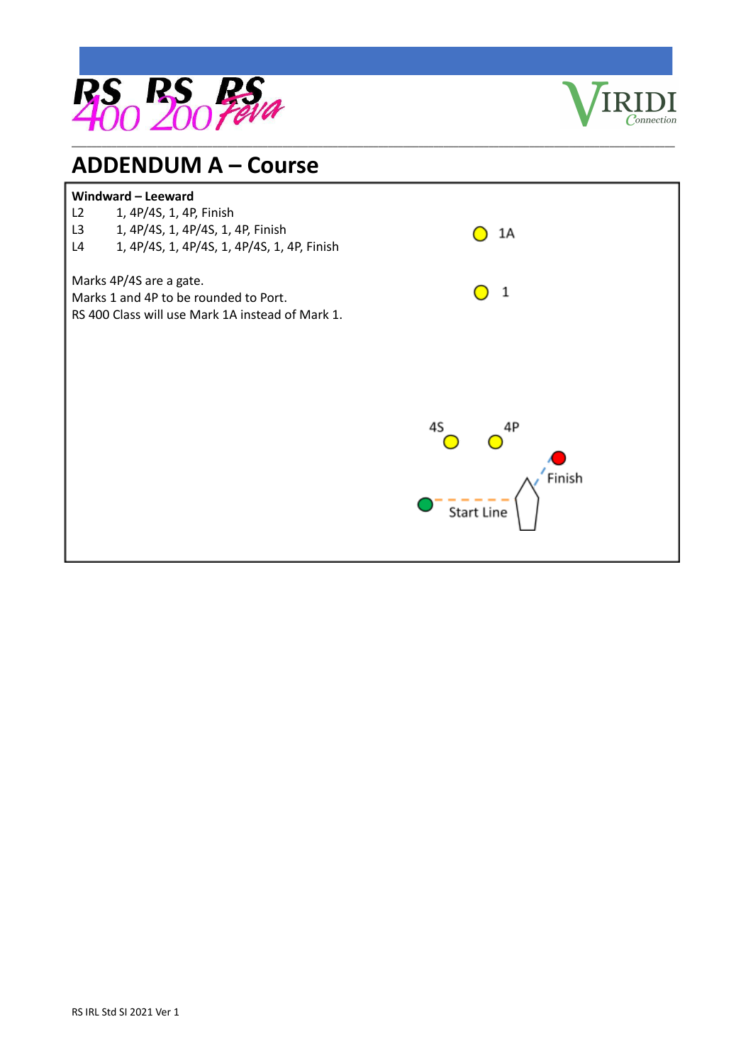# ADDENDUM A – Course

**Windward – Leeward**

| | |
|---|---|
| L2 | 1, 4P/4S, 1, 4P, Finish |
| L3 | 1, 4P/4S, 1, 4P/4S, 1, 4P, Finish |
| L4 | 1, 4P/4S, 1, 4P/4S, 1, 4P/4S, 1, 4P, Finish |

Marks 4P/4S are a gate.
Marks 1 and 4P to be rounded to Port.
RS 400 Class will use Mark 1A instead of Mark 1.

1A
1
4S
4P
Finish
Start Line